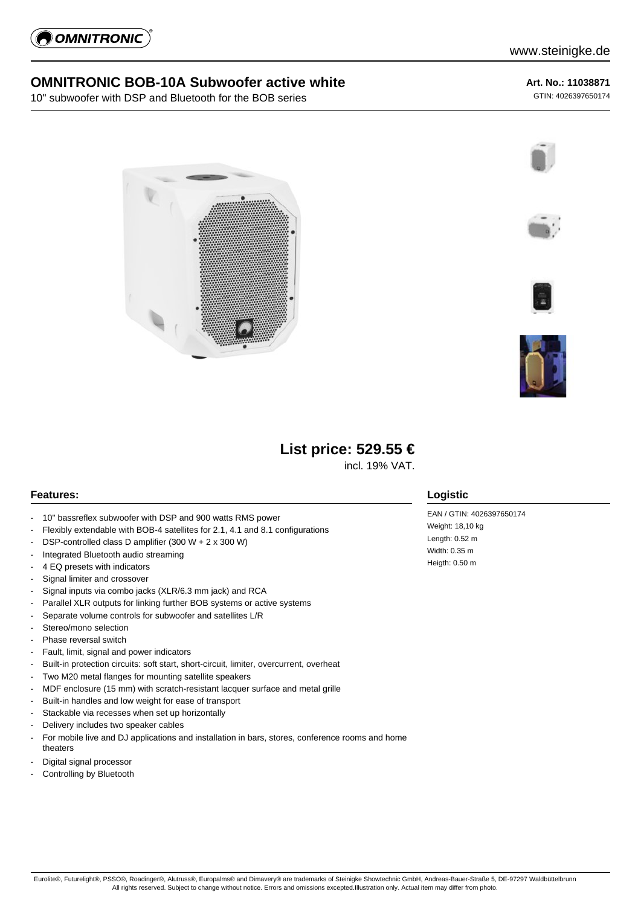www.steinigke.de

# OMNITRONIC BOB-10A Subwoofer active white

10" subwoofer with DSP and Bluetooth for the BOB series

**Art. No.: 11038871**

GTIN: 4026397650174

**List price: 529.55 €**

incl. 19% VAT.

## Features:

- 10" bassreflex subwoofer with DSP and 900 watts RMS power
- Flexibly extendable with BOB-4 satellites for 2.1, 4.1 and 8.1 configurations
- DSP-controlled class D amplifier (300 W + 2 x 300 W)
- Integrated Bluetooth audio streaming
- 4 EQ presets with indicators
- Signal limiter and crossover
- Signal inputs via combo jacks (XLR/6.3 mm jack) and RCA
- Parallel XLR outputs for linking further BOB systems or active systems
- Separate volume controls for subwoofer and satellites L/R
- Stereo/mono selection
- Phase reversal switch
- Fault, limit, signal and power indicators
- Built-in protection circuits: soft start, short-circuit, limiter, overcurrent, overheat
- Two M20 metal flanges for mounting satellite speakers
- MDF enclosure (15 mm) with scratch-resistant lacquer surface and metal grille
- Built-in handles and low weight for ease of transport
- Stackable via recesses when set up horizontally
- Delivery includes two speaker cables
- For mobile live and DJ applications and installation in bars, stores, conference rooms and home theaters
- Digital signal processor
- Controlling by Bluetooth

## Logistic

EAN / GTIN: 4026397650174
Weight: 18,10 kg
Length: 0.52 m
Width: 0.35 m
Heigth: 0.50 m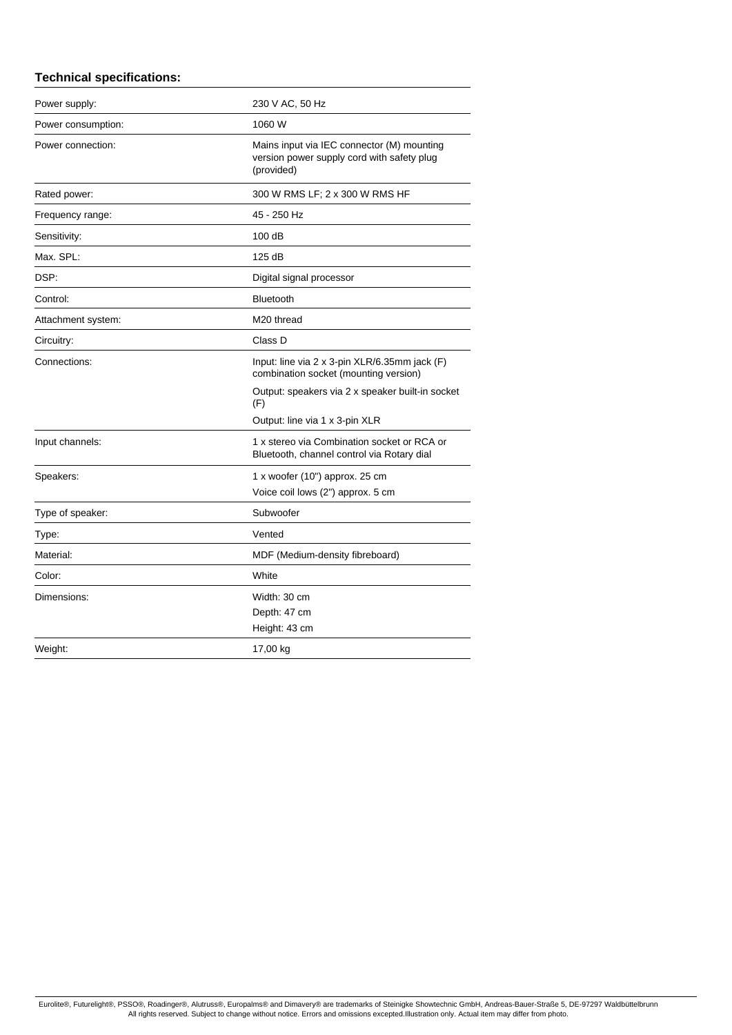### Technical specifications:

| | |
|---|---|
| Power supply: | 230 V AC, 50 Hz |
| Power consumption: | 1060 W |
| Power connection: | Mains input via IEC connector (M) mounting version power supply cord with safety plug (provided) |
| Rated power: | 300 W RMS LF; 2 x 300 W RMS HF |
| Frequency range: | 45 - 250 Hz |
| Sensitivity: | 100 dB |
| Max. SPL: | 125 dB |
| DSP: | Digital signal processor |
| Control: | Bluetooth |
| Attachment system: | M20 thread |
| Circuitry: | Class D |
| Connections: | Input: line via 2 x 3-pin XLR/6.35mm jack (F) combination socket (mounting version)<br>Output: speakers via 2 x speaker built-in socket (F)<br>Output: line via 1 x 3-pin XLR |
| Input channels: | 1 x stereo via Combination socket or RCA or Bluetooth, channel control via Rotary dial |
| Speakers: | 1 x woofer (10") approx. 25 cm<br>Voice coil lows (2") approx. 5 cm |
| Type of speaker: | Subwoofer |
| Type: | Vented |
| Material: | MDF (Medium-density fibreboard) |
| Color: | White |
| Dimensions: | Width: 30 cm<br>Depth: 47 cm<br>Height: 43 cm |
| Weight: | 17,00 kg |

Eurolite®, Futurelight®, PSSO®, Roadinger®, Alutruss®, Europalms® and Dimavery® are trademarks of Steinigke Showtechnic GmbH, Andreas-Bauer-Straße 5, DE-97297 Waldbüttelbrunn
All rights reserved. Subject to change without notice. Errors and omissions excepted.Illustration only. Actual item may differ from photo.